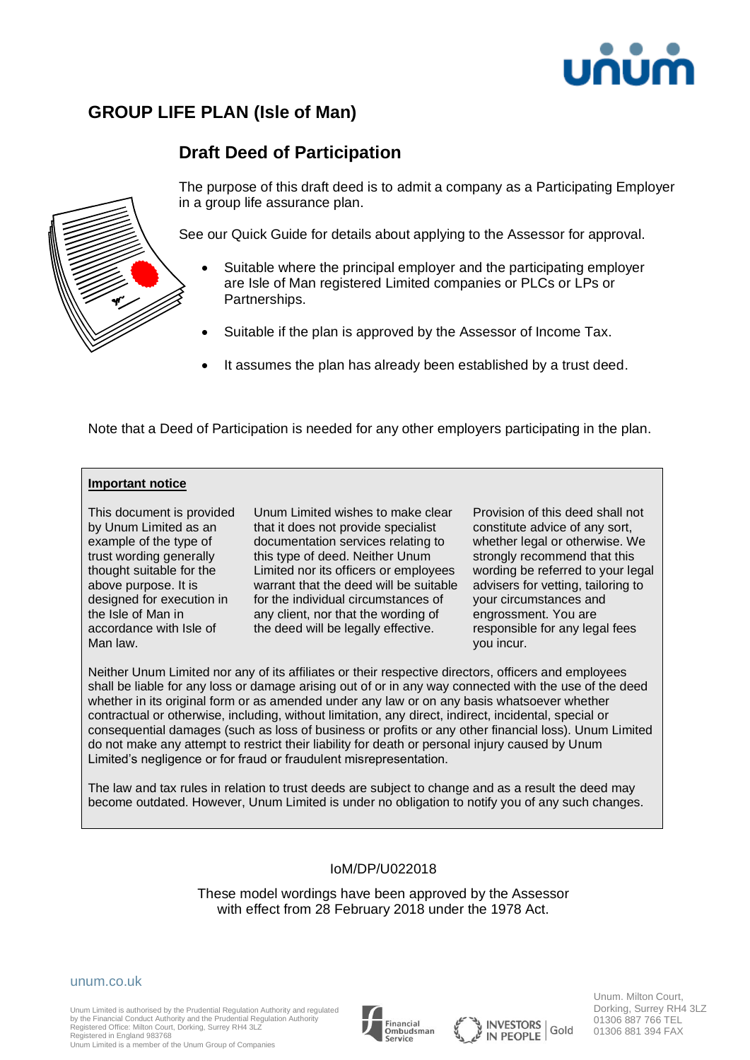# GROUP LIFE PLAN (Isle of Man)

## Draft Deed of Participation

The purpose of this draft deed is to admit a company as a Participating Employer in a group life assurance plan.

See our Quick Guide for details about applying to the Assessor for approval.

- Suitable where the principal employer and the participating employer are Isle of Man registered Limited companies or PLCs or LPs or Partnerships.
- Suitable if the plan is approved by the Assessor of Income Tax.
- It assumes the plan has already been established by a trust deed.

Note that a Deed of Participation is needed for any other employers participating in the plan.

**Important notice**

This document is provided by Unum Limited as an example of the type of trust wording generally thought suitable for the above purpose. It is designed for execution in the Isle of Man in accordance with Isle of Man law.

Unum Limited wishes to make clear that it does not provide specialist documentation services relating to this type of deed. Neither Unum Limited nor its officers or employees warrant that the deed will be suitable for the individual circumstances of any client, nor that the wording of the deed will be legally effective.

Provision of this deed shall not constitute advice of any sort, whether legal or otherwise. We strongly recommend that this wording be referred to your legal advisers for vetting, tailoring to your circumstances and engrossment. You are responsible for any legal fees you incur.

Neither Unum Limited nor any of its affiliates or their respective directors, officers and employees shall be liable for any loss or damage arising out of or in any way connected with the use of the deed whether in its original form or as amended under any law or on any basis whatsoever whether contractual or otherwise, including, without limitation, any direct, indirect, incidental, special or consequential damages (such as loss of business or profits or any other financial loss). Unum Limited do not make any attempt to restrict their liability for death or personal injury caused by Unum Limited's negligence or for fraud or fraudulent misrepresentation.

The law and tax rules in relation to trust deeds are subject to change and as a result the deed may become outdated. However, Unum Limited is under no obligation to notify you of any such changes.

IoM/DP/U022018

These model wordings have been approved by the Assessor with effect from 28 February 2018 under the 1978 Act.

unum.co.uk

Unum Limited is authorised by the Prudential Regulation Authority and regulated by the Financial Conduct Authority and the Prudential Regulation Authority
Registered Office: Milton Court, Dorking, Surrey RH4 3LZ
Registered in England 983768
Unum Limited is a member of the Unum Group of Companies

Unum. Milton Court, Dorking, Surrey RH4 3LZ
01306 887 766 TEL
01306 881 394 FAX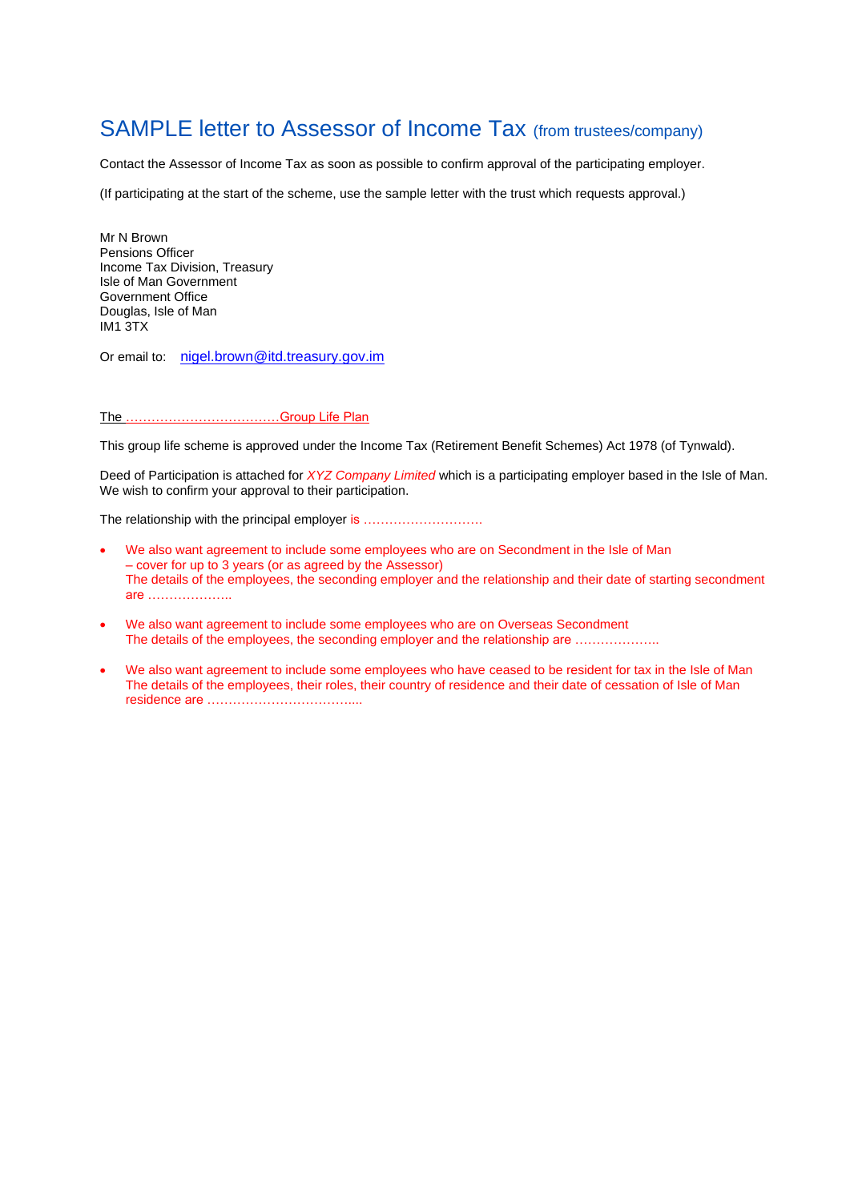# SAMPLE letter to Assessor of Income Tax (from trustees/company)

Contact the Assessor of Income Tax as soon as possible to confirm approval of the participating employer.

(If participating at the start of the scheme, use the sample letter with the trust which requests approval.)

Mr N Brown
Pensions Officer
Income Tax Division, Treasury
Isle of Man Government
Government Office
Douglas, Isle of Man
IM1 3TX

Or email to: nigel.brown@itd.treasury.gov.im

The ………………………………Group Life Plan

This group life scheme is approved under the Income Tax (Retirement Benefit Schemes) Act 1978 (of Tynwald).

Deed of Participation is attached for *XYZ Company Limited* which is a participating employer based in the Isle of Man. We wish to confirm your approval to their participation.

The relationship with the principal employer is ……………………….

- We also want agreement to include some employees who are on Secondment in the Isle of Man – cover for up to 3 years (or as agreed by the Assessor)
  The details of the employees, the seconding employer and the relationship and their date of starting secondment are ………………..
- We also want agreement to include some employees who are on Overseas Secondment
  The details of the employees, the seconding employer and the relationship are ………………..
- We also want agreement to include some employees who have ceased to be resident for tax in the Isle of Man
  The details of the employees, their roles, their country of residence and their date of cessation of Isle of Man residence are ……………………………....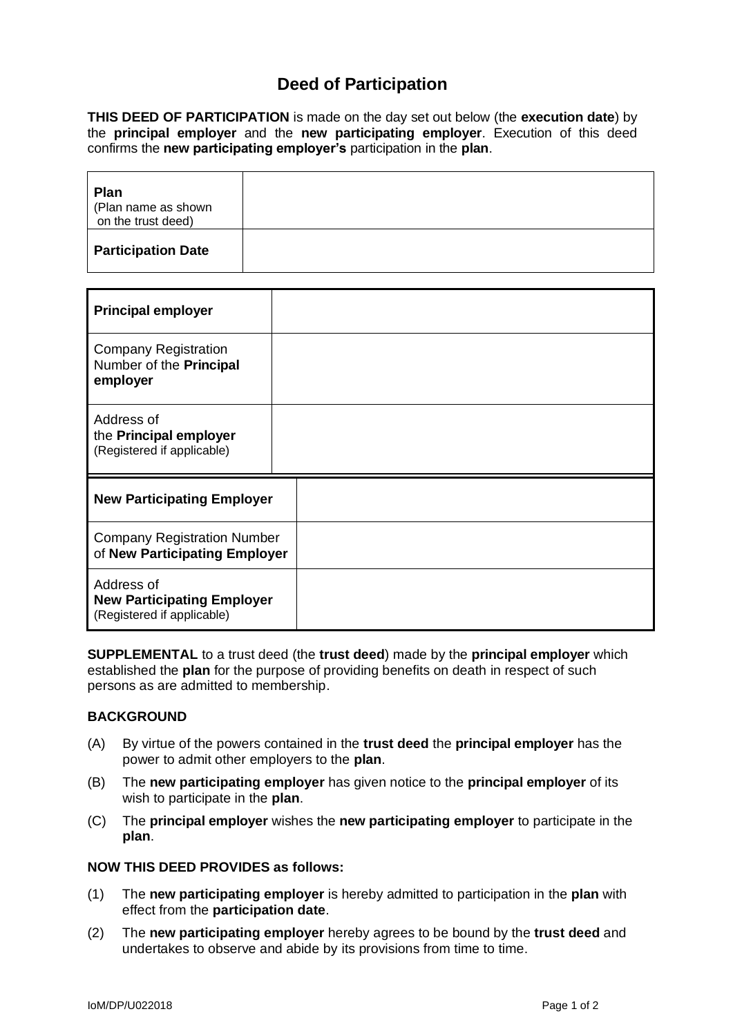# Deed of Participation

**THIS DEED OF PARTICIPATION** is made on the day set out below (the **execution date**) by the **principal employer** and the **new participating employer**. Execution of this deed confirms the **new participating employer's** participation in the **plan**.

| **Plan** (Plan name as shown on the trust deed) | |
|---|---|
| **Participation Date** | |

| **Principal employer** | |
|---|---|
| Company Registration Number of the **Principal employer** | |
| Address of the **Principal employer** (Registered if applicable) | |

| **New Participating Employer** | |
|---|---|
| Company Registration Number of **New Participating Employer** | |
| Address of **New Participating Employer** (Registered if applicable) | |

**SUPPLEMENTAL** to a trust deed (the **trust deed**) made by the **principal employer** which established the **plan** for the purpose of providing benefits on death in respect of such persons as are admitted to membership.

**BACKGROUND**

(A) By virtue of the powers contained in the **trust deed** the **principal employer** has the power to admit other employers to the **plan**.

(B) The **new participating employer** has given notice to the **principal employer** of its wish to participate in the **plan**.

(C) The **principal employer** wishes the **new participating employer** to participate in the **plan**.

**NOW THIS DEED PROVIDES as follows:**

(1) The **new participating employer** is hereby admitted to participation in the **plan** with effect from the **participation date**.

(2) The **new participating employer** hereby agrees to be bound by the **trust deed** and undertakes to observe and abide by its provisions from time to time.

IoM/DP/U022018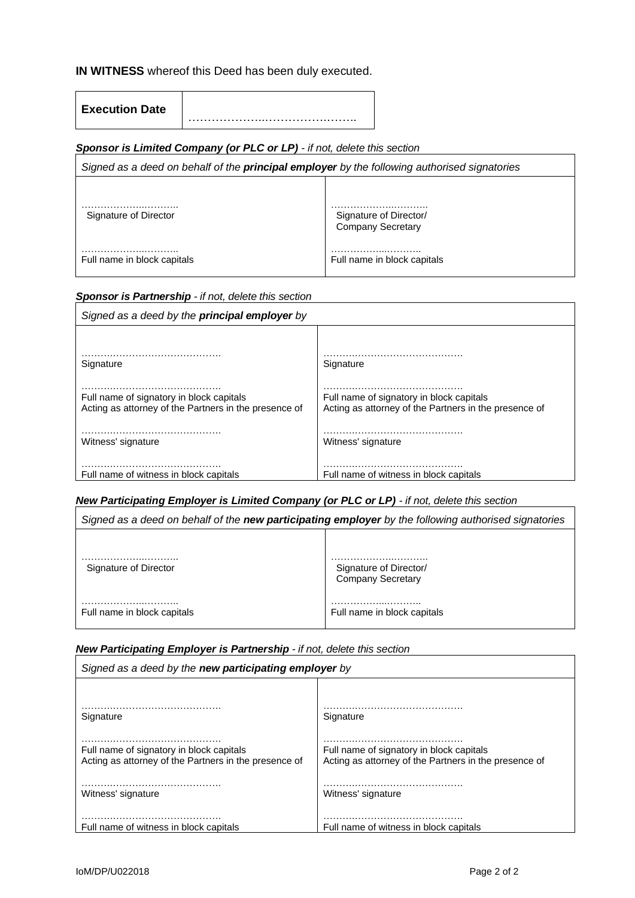**IN WITNESS** whereof this Deed has been duly executed.

| **Execution Date** | ………………..…………….…….. |
|---|---|

***Sponsor is Limited Company (or PLC or LP)*** *- if not, delete this section*

| *Signed as a deed on behalf of the* ***principal employer*** *by the following authorised signatories* | |
|---|---|
| ……………...……….. Signature of Director | ……………...……….. Signature of Director/ Company Secretary |
| ……………...……….. Full name in block capitals | …………...……….. Full name in block capitals |

***Sponsor is Partnership*** *- if not, delete this section*

| *Signed as a deed by the* ***principal employer*** *by* | |
|---|---|
| ……….……………………………. Signature | ……….……………………………. Signature |
| ……….……………………………. Full name of signatory in block capitals Acting as attorney of the Partners in the presence of | ……….……………………………. Full name of signatory in block capitals Acting as attorney of the Partners in the presence of |
| ……….……………………………. Witness' signature | ……….……………………………. Witness' signature |
| ……….……………………………. Full name of witness in block capitals | ……….……………………………. Full name of witness in block capitals |

***New Participating Employer is Limited Company (or PLC or LP)*** *- if not, delete this section*

| *Signed as a deed on behalf of the* ***new participating employer*** *by the following authorised signatories* | |
|---|---|
| ……………...……….. Signature of Director | ……………...……….. Signature of Director/ Company Secretary |
| ……………...……….. Full name in block capitals | …………...……….. Full name in block capitals |

***New Participating Employer is Partnership*** *- if not, delete this section*

| *Signed as a deed by the* ***new participating employer*** *by* | |
|---|---|
| ……….……………………………. Signature | ……….……………………………. Signature |
| ……….……………………………. Full name of signatory in block capitals Acting as attorney of the Partners in the presence of | ……….……………………………. Full name of signatory in block capitals Acting as attorney of the Partners in the presence of |
| ……….……………………………. Witness' signature | ……….……………………………. Witness' signature |
| ……….……………………………. Full name of witness in block capitals | ……….……………………………. Full name of witness in block capitals |

IoM/DP/U022018